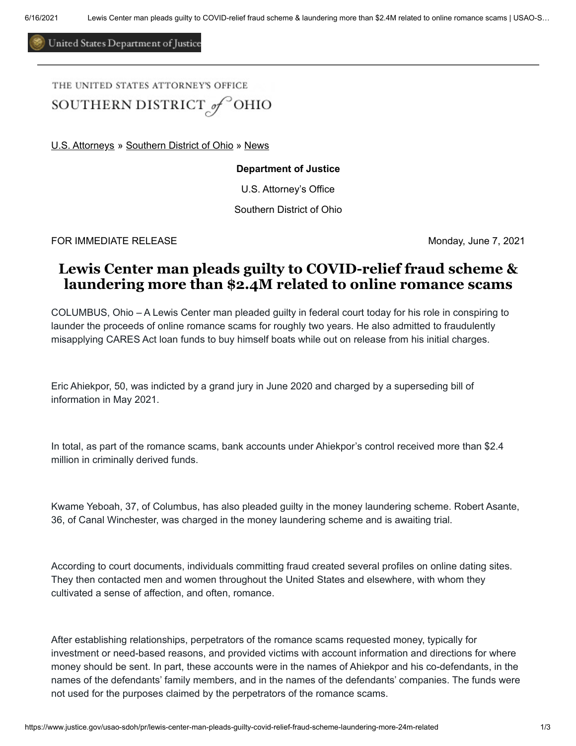United States Department of Justice

THE UNITED STATES ATTORNEY'S OFFICE
SOUTHERN DISTRICT *of* OHIO

U.S. Attorneys » Southern District of Ohio » News

**Department of Justice**

U.S. Attorney's Office

Southern District of Ohio

FOR IMMEDIATE RELEASE Monday, June 7, 2021

# Lewis Center man pleads guilty to COVID-relief fraud scheme & laundering more than $2.4M related to online romance scams

COLUMBUS, Ohio – A Lewis Center man pleaded guilty in federal court today for his role in conspiring to launder the proceeds of online romance scams for roughly two years. He also admitted to fraudulently misapplying CARES Act loan funds to buy himself boats while out on release from his initial charges.

Eric Ahiekpor, 50, was indicted by a grand jury in June 2020 and charged by a superseding bill of information in May 2021.

In total, as part of the romance scams, bank accounts under Ahiekpor's control received more than $2.4 million in criminally derived funds.

Kwame Yeboah, 37, of Columbus, has also pleaded guilty in the money laundering scheme. Robert Asante, 36, of Canal Winchester, was charged in the money laundering scheme and is awaiting trial.

According to court documents, individuals committing fraud created several profiles on online dating sites. They then contacted men and women throughout the United States and elsewhere, with whom they cultivated a sense of affection, and often, romance.

After establishing relationships, perpetrators of the romance scams requested money, typically for investment or need-based reasons, and provided victims with account information and directions for where money should be sent. In part, these accounts were in the names of Ahiekpor and his co-defendants, in the names of the defendants' family members, and in the names of the defendants' companies. The funds were not used for the purposes claimed by the perpetrators of the romance scams.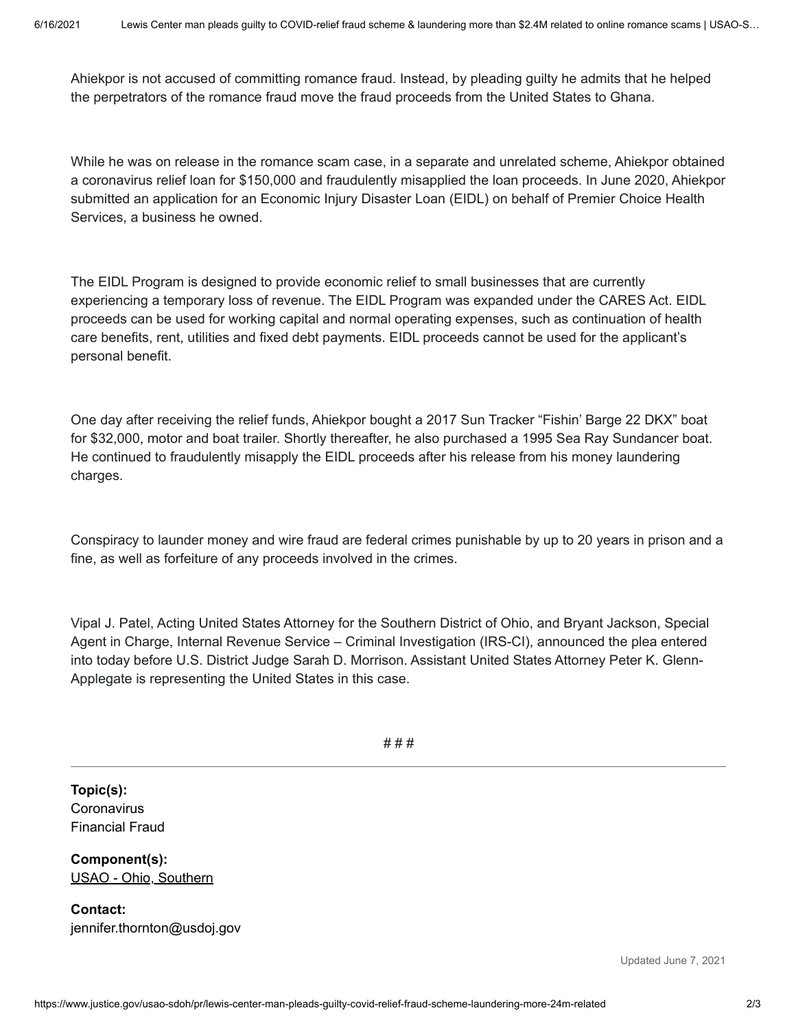Ahiekpor is not accused of committing romance fraud. Instead, by pleading guilty he admits that he helped the perpetrators of the romance fraud move the fraud proceeds from the United States to Ghana.

While he was on release in the romance scam case, in a separate and unrelated scheme, Ahiekpor obtained a coronavirus relief loan for $150,000 and fraudulently misapplied the loan proceeds. In June 2020, Ahiekpor submitted an application for an Economic Injury Disaster Loan (EIDL) on behalf of Premier Choice Health Services, a business he owned.

The EIDL Program is designed to provide economic relief to small businesses that are currently experiencing a temporary loss of revenue. The EIDL Program was expanded under the CARES Act. EIDL proceeds can be used for working capital and normal operating expenses, such as continuation of health care benefits, rent, utilities and fixed debt payments. EIDL proceeds cannot be used for the applicant's personal benefit.

One day after receiving the relief funds, Ahiekpor bought a 2017 Sun Tracker "Fishin' Barge 22 DKX" boat for $32,000, motor and boat trailer. Shortly thereafter, he also purchased a 1995 Sea Ray Sundancer boat. He continued to fraudulently misapply the EIDL proceeds after his release from his money laundering charges.

Conspiracy to launder money and wire fraud are federal crimes punishable by up to 20 years in prison and a fine, as well as forfeiture of any proceeds involved in the crimes.

Vipal J. Patel, Acting United States Attorney for the Southern District of Ohio, and Bryant Jackson, Special Agent in Charge, Internal Revenue Service – Criminal Investigation (IRS-CI), announced the plea entered into today before U.S. District Judge Sarah D. Morrison. Assistant United States Attorney Peter K. Glenn-Applegate is representing the United States in this case.

# # #

---

**Topic(s):**
Coronavirus
Financial Fraud

**Component(s):**
USAO - Ohio, Southern

**Contact:**
jennifer.thornton@usdoj.gov

Updated June 7, 2021